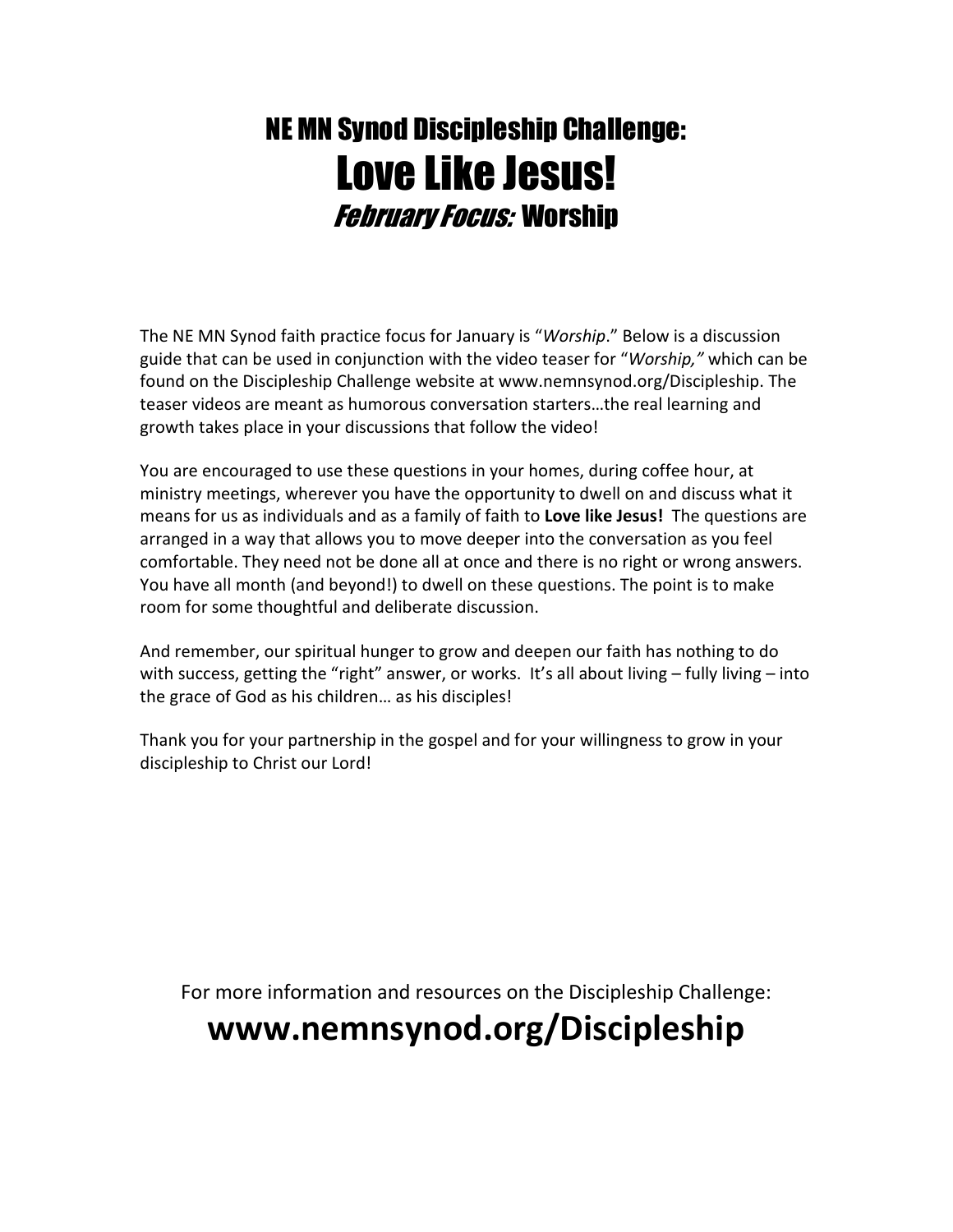# NE MN Synod Discipleship Challenge:

# Love Like Jesus!

## *February Focus:* Worship

The NE MN Synod faith practice focus for January is "*Worship*." Below is a discussion guide that can be used in conjunction with the video teaser for "*Worship,"* which can be found on the Discipleship Challenge website at www.nemnsynod.org/Discipleship. The teaser videos are meant as humorous conversation starters…the real learning and growth takes place in your discussions that follow the video!

You are encouraged to use these questions in your homes, during coffee hour, at ministry meetings, wherever you have the opportunity to dwell on and discuss what it means for us as individuals and as a family of faith to **Love like Jesus!** The questions are arranged in a way that allows you to move deeper into the conversation as you feel comfortable. They need not be done all at once and there is no right or wrong answers. You have all month (and beyond!) to dwell on these questions. The point is to make room for some thoughtful and deliberate discussion.

And remember, our spiritual hunger to grow and deepen our faith has nothing to do with success, getting the "right" answer, or works. It's all about living – fully living – into the grace of God as his children… as his disciples!

Thank you for your partnership in the gospel and for your willingness to grow in your discipleship to Christ our Lord!

For more information and resources on the Discipleship Challenge:

**www.nemnsynod.org/Discipleship**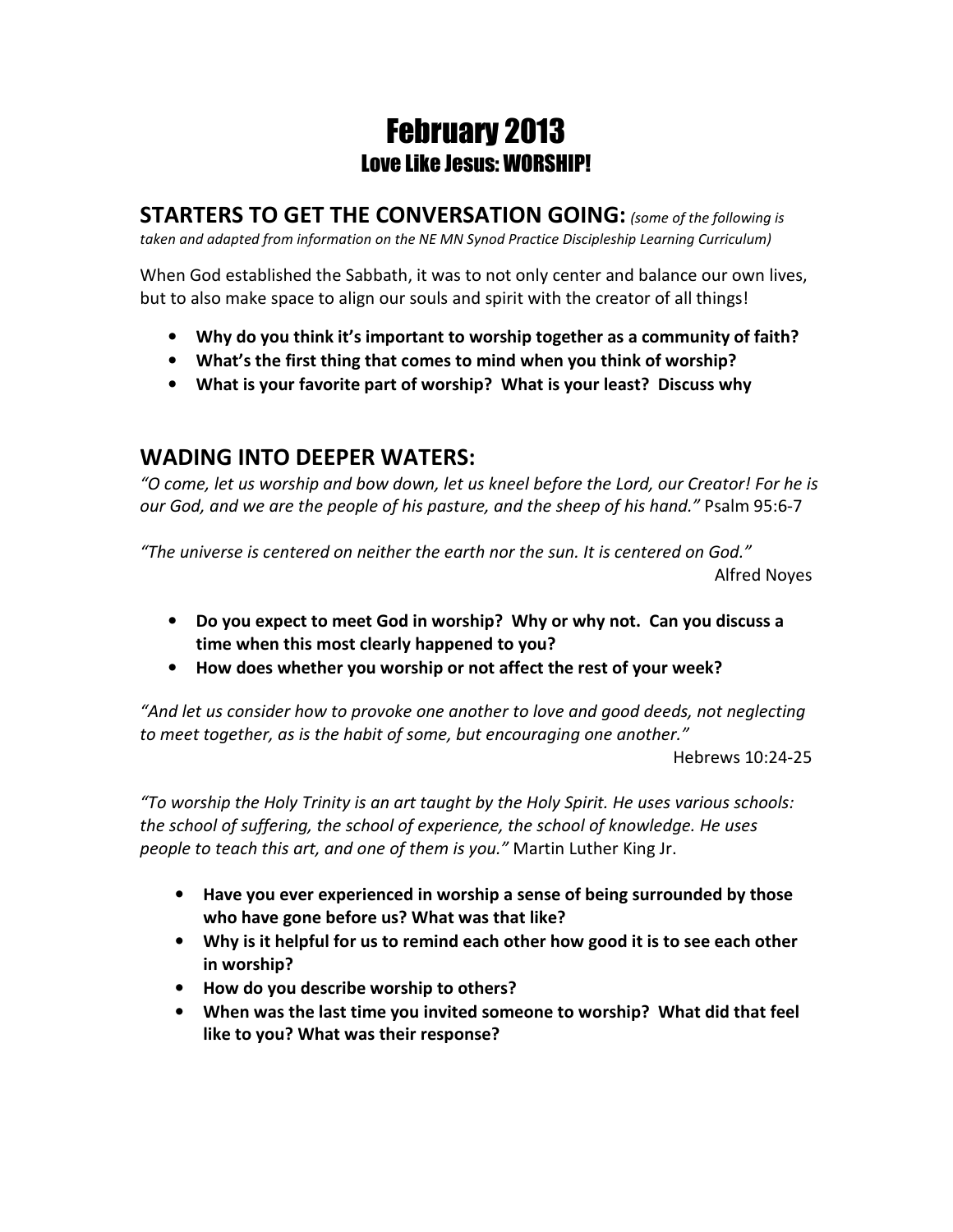# February 2013

## Love Like Jesus: WORSHIP!

## STARTERS TO GET THE CONVERSATION GOING: *(some of the following is taken and adapted from information on the NE MN Synod Practice Discipleship Learning Curriculum)*

When God established the Sabbath, it was to not only center and balance our own lives, but to also make space to align our souls and spirit with the creator of all things!

- **Why do you think it's important to worship together as a community of faith?**
- **What's the first thing that comes to mind when you think of worship?**
- **What is your favorite part of worship? What is your least? Discuss why**

## WADING INTO DEEPER WATERS:

*"O come, let us worship and bow down, let us kneel before the Lord, our Creator! For he is our God, and we are the people of his pasture, and the sheep of his hand."* Psalm 95:6-7

*"The universe is centered on neither the earth nor the sun. It is centered on God."*
Alfred Noyes

- **Do you expect to meet God in worship? Why or why not. Can you discuss a time when this most clearly happened to you?**
- **How does whether you worship or not affect the rest of your week?**

*"And let us consider how to provoke one another to love and good deeds, not neglecting to meet together, as is the habit of some, but encouraging one another."*
Hebrews 10:24-25

*"To worship the Holy Trinity is an art taught by the Holy Spirit. He uses various schools: the school of suffering, the school of experience, the school of knowledge. He uses people to teach this art, and one of them is you."* Martin Luther King Jr.

- **Have you ever experienced in worship a sense of being surrounded by those who have gone before us? What was that like?**
- **Why is it helpful for us to remind each other how good it is to see each other in worship?**
- **How do you describe worship to others?**
- **When was the last time you invited someone to worship? What did that feel like to you? What was their response?**